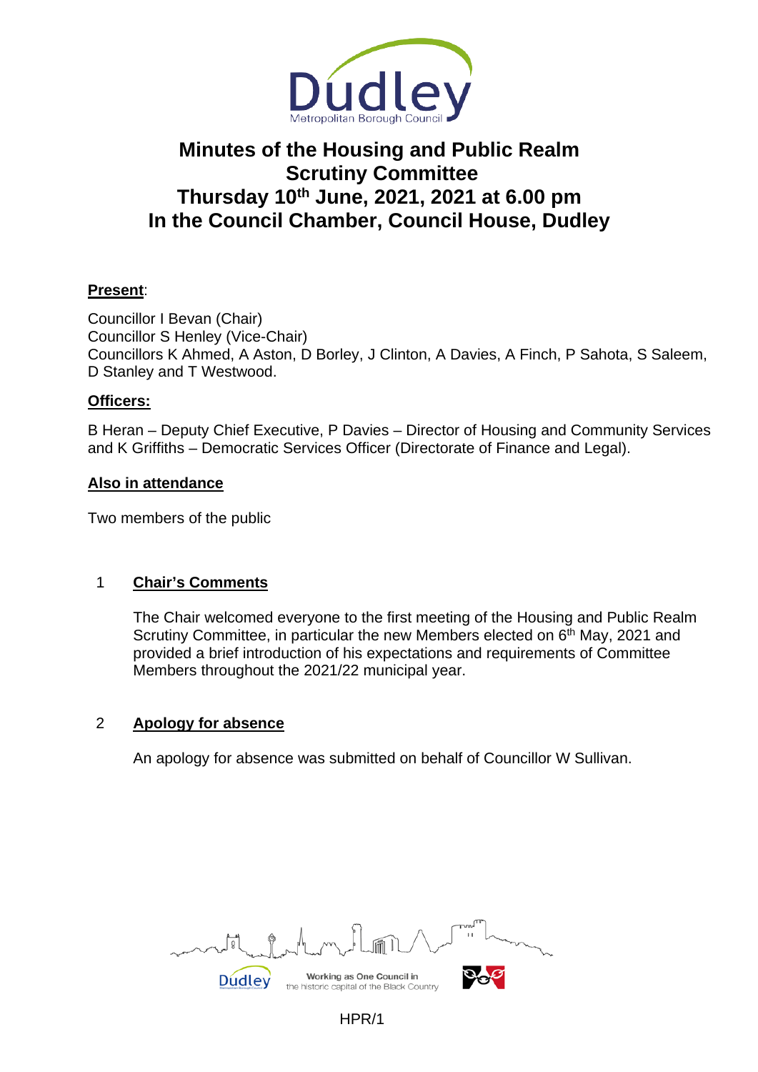# Minutes of the Housing and Public Realm Scrutiny Committee
## Thursday 10th June, 2021, 2021 at 6.00 pm
## In the Council Chamber, Council House, Dudley

**Present**:

Councillor I Bevan (Chair)
Councillor S Henley (Vice-Chair)
Councillors K Ahmed, A Aston, D Borley, J Clinton, A Davies, A Finch, P Sahota, S Saleem, D Stanley and T Westwood.

**Officers:**

B Heran – Deputy Chief Executive, P Davies – Director of Housing and Community Services and K Griffiths – Democratic Services Officer (Directorate of Finance and Legal).

**Also in attendance**

Two members of the public

### 1 Chair's Comments

The Chair welcomed everyone to the first meeting of the Housing and Public Realm Scrutiny Committee, in particular the new Members elected on 6th May, 2021 and provided a brief introduction of his expectations and requirements of Committee Members throughout the 2021/22 municipal year.

### 2 Apology for absence

An apology for absence was submitted on behalf of Councillor W Sullivan.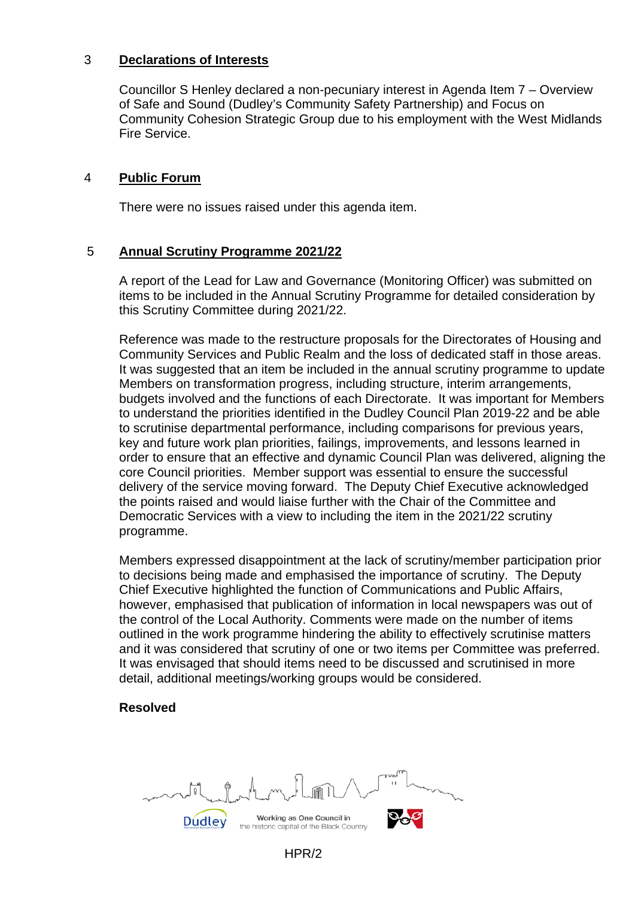## 3 Declarations of Interests

Councillor S Henley declared a non-pecuniary interest in Agenda Item 7 – Overview of Safe and Sound (Dudley's Community Safety Partnership) and Focus on Community Cohesion Strategic Group due to his employment with the West Midlands Fire Service.

## 4 Public Forum

There were no issues raised under this agenda item.

## 5 Annual Scrutiny Programme 2021/22

A report of the Lead for Law and Governance (Monitoring Officer) was submitted on items to be included in the Annual Scrutiny Programme for detailed consideration by this Scrutiny Committee during 2021/22.

Reference was made to the restructure proposals for the Directorates of Housing and Community Services and Public Realm and the loss of dedicated staff in those areas. It was suggested that an item be included in the annual scrutiny programme to update Members on transformation progress, including structure, interim arrangements, budgets involved and the functions of each Directorate. It was important for Members to understand the priorities identified in the Dudley Council Plan 2019-22 and be able to scrutinise departmental performance, including comparisons for previous years, key and future work plan priorities, failings, improvements, and lessons learned in order to ensure that an effective and dynamic Council Plan was delivered, aligning the core Council priorities. Member support was essential to ensure the successful delivery of the service moving forward. The Deputy Chief Executive acknowledged the points raised and would liaise further with the Chair of the Committee and Democratic Services with a view to including the item in the 2021/22 scrutiny programme.

Members expressed disappointment at the lack of scrutiny/member participation prior to decisions being made and emphasised the importance of scrutiny. The Deputy Chief Executive highlighted the function of Communications and Public Affairs, however, emphasised that publication of information in local newspapers was out of the control of the Local Authority. Comments were made on the number of items outlined in the work programme hindering the ability to effectively scrutinise matters and it was considered that scrutiny of one or two items per Committee was preferred. It was envisaged that should items need to be discussed and scrutinised in more detail, additional meetings/working groups would be considered.

**Resolved**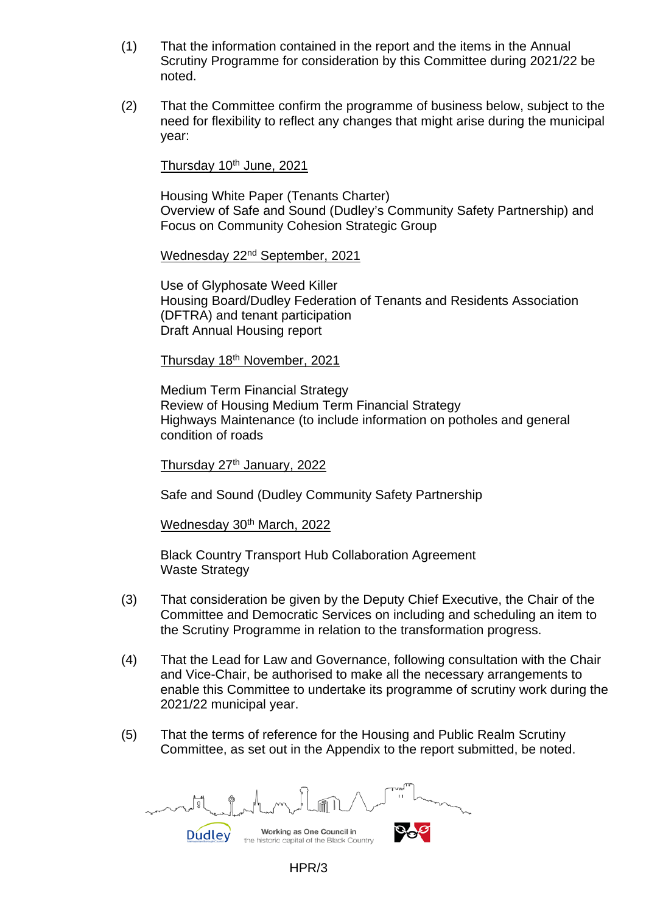(1) That the information contained in the report and the items in the Annual Scrutiny Programme for consideration by this Committee during 2021/22 be noted.

(2) That the Committee confirm the programme of business below, subject to the need for flexibility to reflect any changes that might arise during the municipal year:

<u>Thursday 10th June, 2021</u>

Housing White Paper (Tenants Charter)
Overview of Safe and Sound (Dudley's Community Safety Partnership) and Focus on Community Cohesion Strategic Group

<u>Wednesday 22nd September, 2021</u>

Use of Glyphosate Weed Killer
Housing Board/Dudley Federation of Tenants and Residents Association (DFTRA) and tenant participation
Draft Annual Housing report

<u>Thursday 18th November, 2021</u>

Medium Term Financial Strategy
Review of Housing Medium Term Financial Strategy
Highways Maintenance (to include information on potholes and general condition of roads

<u>Thursday 27th January, 2022</u>

Safe and Sound (Dudley Community Safety Partnership

<u>Wednesday 30th March, 2022</u>

Black Country Transport Hub Collaboration Agreement
Waste Strategy

(3) That consideration be given by the Deputy Chief Executive, the Chair of the Committee and Democratic Services on including and scheduling an item to the Scrutiny Programme in relation to the transformation progress.

(4) That the Lead for Law and Governance, following consultation with the Chair and Vice-Chair, be authorised to make all the necessary arrangements to enable this Committee to undertake its programme of scrutiny work during the 2021/22 municipal year.

(5) That the terms of reference for the Housing and Public Realm Scrutiny Committee, as set out in the Appendix to the report submitted, be noted.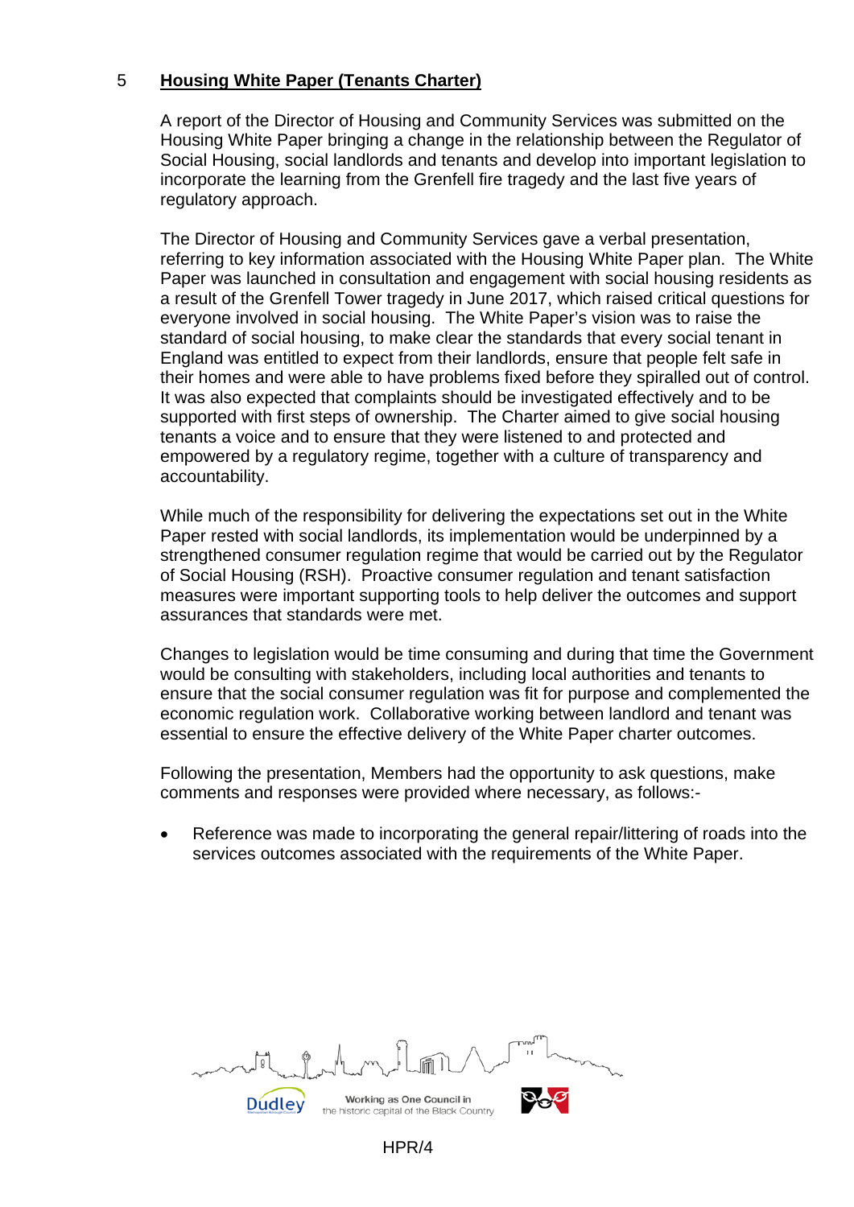## 5 Housing White Paper (Tenants Charter)

A report of the Director of Housing and Community Services was submitted on the Housing White Paper bringing a change in the relationship between the Regulator of Social Housing, social landlords and tenants and develop into important legislation to incorporate the learning from the Grenfell fire tragedy and the last five years of regulatory approach.

The Director of Housing and Community Services gave a verbal presentation, referring to key information associated with the Housing White Paper plan. The White Paper was launched in consultation and engagement with social housing residents as a result of the Grenfell Tower tragedy in June 2017, which raised critical questions for everyone involved in social housing. The White Paper's vision was to raise the standard of social housing, to make clear the standards that every social tenant in England was entitled to expect from their landlords, ensure that people felt safe in their homes and were able to have problems fixed before they spiralled out of control. It was also expected that complaints should be investigated effectively and to be supported with first steps of ownership. The Charter aimed to give social housing tenants a voice and to ensure that they were listened to and protected and empowered by a regulatory regime, together with a culture of transparency and accountability.

While much of the responsibility for delivering the expectations set out in the White Paper rested with social landlords, its implementation would be underpinned by a strengthened consumer regulation regime that would be carried out by the Regulator of Social Housing (RSH). Proactive consumer regulation and tenant satisfaction measures were important supporting tools to help deliver the outcomes and support assurances that standards were met.

Changes to legislation would be time consuming and during that time the Government would be consulting with stakeholders, including local authorities and tenants to ensure that the social consumer regulation was fit for purpose and complemented the economic regulation work. Collaborative working between landlord and tenant was essential to ensure the effective delivery of the White Paper charter outcomes.

Following the presentation, Members had the opportunity to ask questions, make comments and responses were provided where necessary, as follows:-

- Reference was made to incorporating the general repair/littering of roads into the services outcomes associated with the requirements of the White Paper.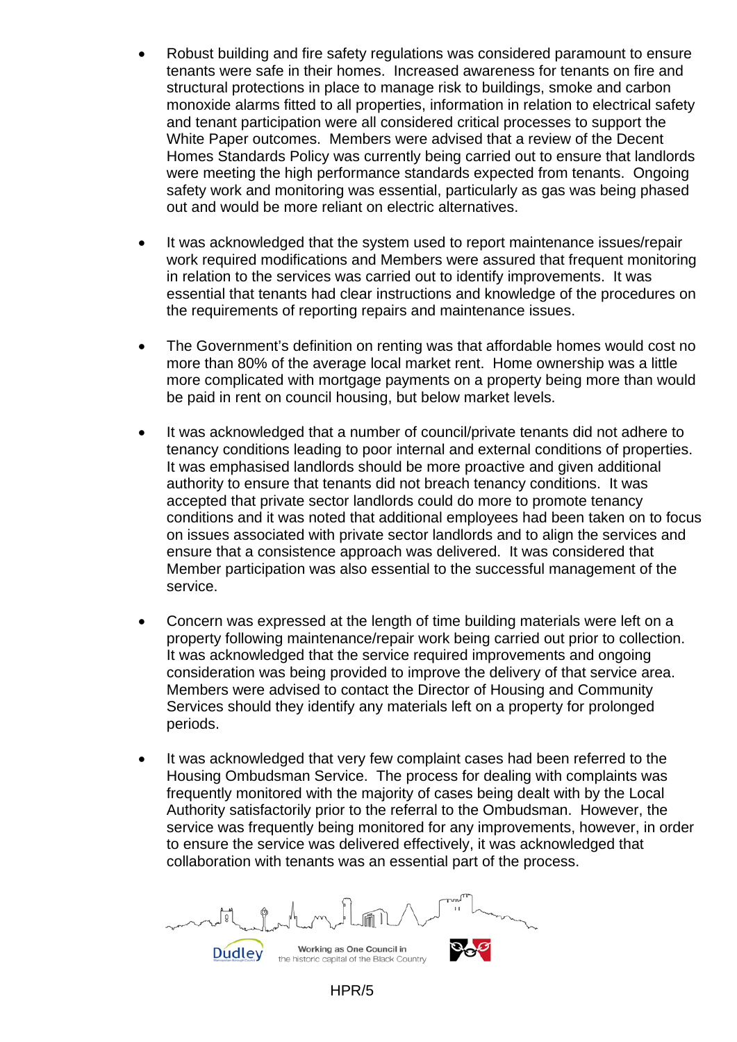- Robust building and fire safety regulations was considered paramount to ensure tenants were safe in their homes. Increased awareness for tenants on fire and structural protections in place to manage risk to buildings, smoke and carbon monoxide alarms fitted to all properties, information in relation to electrical safety and tenant participation were all considered critical processes to support the White Paper outcomes. Members were advised that a review of the Decent Homes Standards Policy was currently being carried out to ensure that landlords were meeting the high performance standards expected from tenants. Ongoing safety work and monitoring was essential, particularly as gas was being phased out and would be more reliant on electric alternatives.

- It was acknowledged that the system used to report maintenance issues/repair work required modifications and Members were assured that frequent monitoring in relation to the services was carried out to identify improvements. It was essential that tenants had clear instructions and knowledge of the procedures on the requirements of reporting repairs and maintenance issues.

- The Government's definition on renting was that affordable homes would cost no more than 80% of the average local market rent. Home ownership was a little more complicated with mortgage payments on a property being more than would be paid in rent on council housing, but below market levels.

- It was acknowledged that a number of council/private tenants did not adhere to tenancy conditions leading to poor internal and external conditions of properties. It was emphasised landlords should be more proactive and given additional authority to ensure that tenants did not breach tenancy conditions. It was accepted that private sector landlords could do more to promote tenancy conditions and it was noted that additional employees had been taken on to focus on issues associated with private sector landlords and to align the services and ensure that a consistence approach was delivered. It was considered that Member participation was also essential to the successful management of the service.

- Concern was expressed at the length of time building materials were left on a property following maintenance/repair work being carried out prior to collection. It was acknowledged that the service required improvements and ongoing consideration was being provided to improve the delivery of that service area. Members were advised to contact the Director of Housing and Community Services should they identify any materials left on a property for prolonged periods.

- It was acknowledged that very few complaint cases had been referred to the Housing Ombudsman Service. The process for dealing with complaints was frequently monitored with the majority of cases being dealt with by the Local Authority satisfactorily prior to the referral to the Ombudsman. However, the service was frequently being monitored for any improvements, however, in order to ensure the service was delivered effectively, it was acknowledged that collaboration with tenants was an essential part of the process.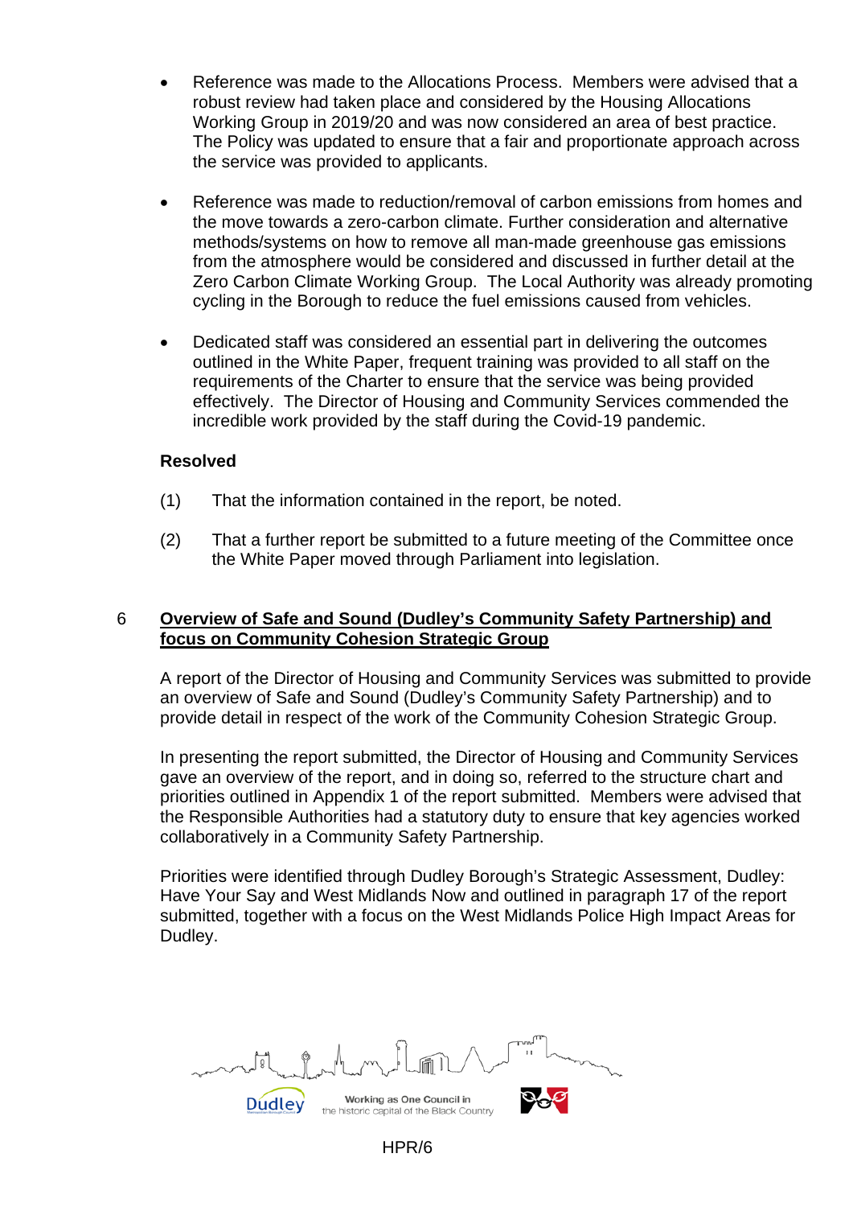- Reference was made to the Allocations Process. Members were advised that a robust review had taken place and considered by the Housing Allocations Working Group in 2019/20 and was now considered an area of best practice. The Policy was updated to ensure that a fair and proportionate approach across the service was provided to applicants.

- Reference was made to reduction/removal of carbon emissions from homes and the move towards a zero-carbon climate. Further consideration and alternative methods/systems on how to remove all man-made greenhouse gas emissions from the atmosphere would be considered and discussed in further detail at the Zero Carbon Climate Working Group. The Local Authority was already promoting cycling in the Borough to reduce the fuel emissions caused from vehicles.

- Dedicated staff was considered an essential part in delivering the outcomes outlined in the White Paper, frequent training was provided to all staff on the requirements of the Charter to ensure that the service was being provided effectively. The Director of Housing and Community Services commended the incredible work provided by the staff during the Covid-19 pandemic.

**Resolved**

(1) That the information contained in the report, be noted.

(2) That a further report be submitted to a future meeting of the Committee once the White Paper moved through Parliament into legislation.

## 6 Overview of Safe and Sound (Dudley's Community Safety Partnership) and focus on Community Cohesion Strategic Group

A report of the Director of Housing and Community Services was submitted to provide an overview of Safe and Sound (Dudley's Community Safety Partnership) and to provide detail in respect of the work of the Community Cohesion Strategic Group.

In presenting the report submitted, the Director of Housing and Community Services gave an overview of the report, and in doing so, referred to the structure chart and priorities outlined in Appendix 1 of the report submitted. Members were advised that the Responsible Authorities had a statutory duty to ensure that key agencies worked collaboratively in a Community Safety Partnership.

Priorities were identified through Dudley Borough's Strategic Assessment, Dudley: Have Your Say and West Midlands Now and outlined in paragraph 17 of the report submitted, together with a focus on the West Midlands Police High Impact Areas for Dudley.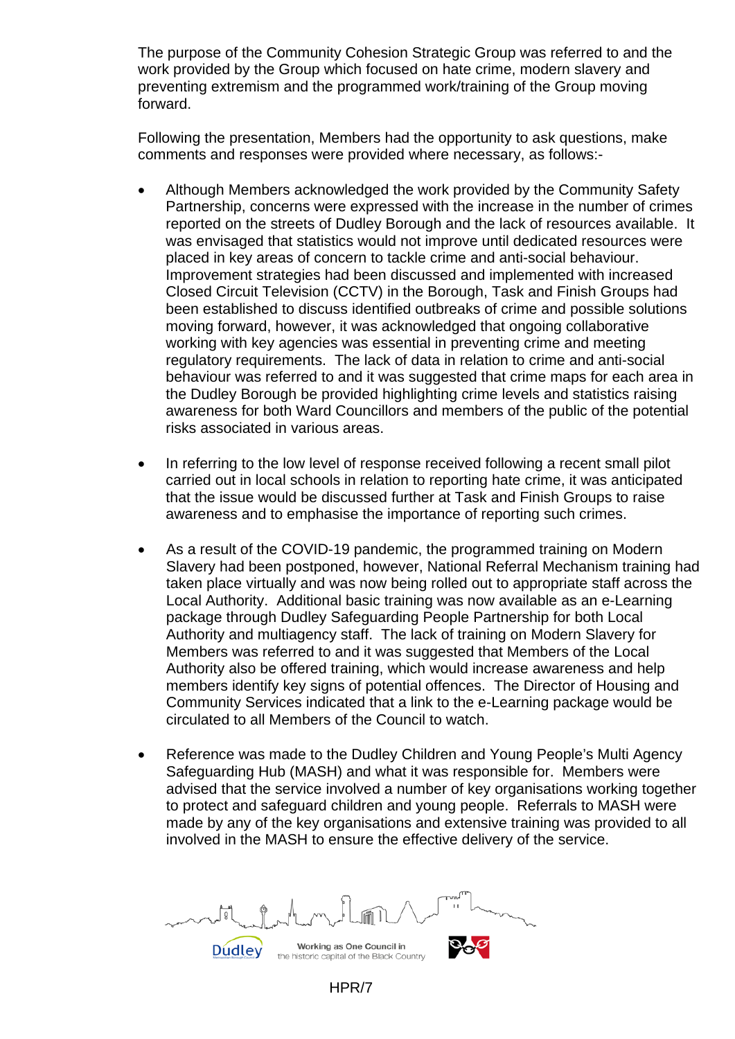The purpose of the Community Cohesion Strategic Group was referred to and the work provided by the Group which focused on hate crime, modern slavery and preventing extremism and the programmed work/training of the Group moving forward.

Following the presentation, Members had the opportunity to ask questions, make comments and responses were provided where necessary, as follows:-

- Although Members acknowledged the work provided by the Community Safety Partnership, concerns were expressed with the increase in the number of crimes reported on the streets of Dudley Borough and the lack of resources available. It was envisaged that statistics would not improve until dedicated resources were placed in key areas of concern to tackle crime and anti-social behaviour. Improvement strategies had been discussed and implemented with increased Closed Circuit Television (CCTV) in the Borough, Task and Finish Groups had been established to discuss identified outbreaks of crime and possible solutions moving forward, however, it was acknowledged that ongoing collaborative working with key agencies was essential in preventing crime and meeting regulatory requirements. The lack of data in relation to crime and anti-social behaviour was referred to and it was suggested that crime maps for each area in the Dudley Borough be provided highlighting crime levels and statistics raising awareness for both Ward Councillors and members of the public of the potential risks associated in various areas.

- In referring to the low level of response received following a recent small pilot carried out in local schools in relation to reporting hate crime, it was anticipated that the issue would be discussed further at Task and Finish Groups to raise awareness and to emphasise the importance of reporting such crimes.

- As a result of the COVID-19 pandemic, the programmed training on Modern Slavery had been postponed, however, National Referral Mechanism training had taken place virtually and was now being rolled out to appropriate staff across the Local Authority. Additional basic training was now available as an e-Learning package through Dudley Safeguarding People Partnership for both Local Authority and multiagency staff. The lack of training on Modern Slavery for Members was referred to and it was suggested that Members of the Local Authority also be offered training, which would increase awareness and help members identify key signs of potential offences. The Director of Housing and Community Services indicated that a link to the e-Learning package would be circulated to all Members of the Council to watch.

- Reference was made to the Dudley Children and Young People's Multi Agency Safeguarding Hub (MASH) and what it was responsible for. Members were advised that the service involved a number of key organisations working together to protect and safeguard children and young people. Referrals to MASH were made by any of the key organisations and extensive training was provided to all involved in the MASH to ensure the effective delivery of the service.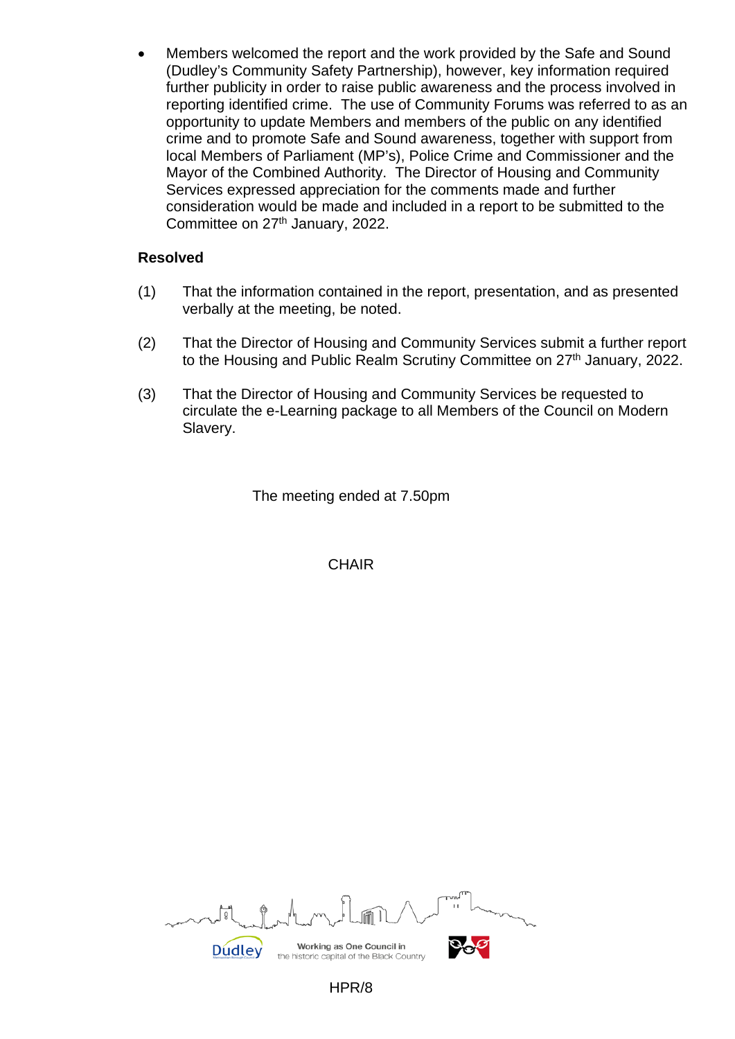- Members welcomed the report and the work provided by the Safe and Sound (Dudley's Community Safety Partnership), however, key information required further publicity in order to raise public awareness and the process involved in reporting identified crime. The use of Community Forums was referred to as an opportunity to update Members and members of the public on any identified crime and to promote Safe and Sound awareness, together with support from local Members of Parliament (MP's), Police Crime and Commissioner and the Mayor of the Combined Authority. The Director of Housing and Community Services expressed appreciation for the comments made and further consideration would be made and included in a report to be submitted to the Committee on 27th January, 2022.

**Resolved**

(1) That the information contained in the report, presentation, and as presented verbally at the meeting, be noted.

(2) That the Director of Housing and Community Services submit a further report to the Housing and Public Realm Scrutiny Committee on 27th January, 2022.

(3) That the Director of Housing and Community Services be requested to circulate the e-Learning package to all Members of the Council on Modern Slavery.

The meeting ended at 7.50pm

CHAIR